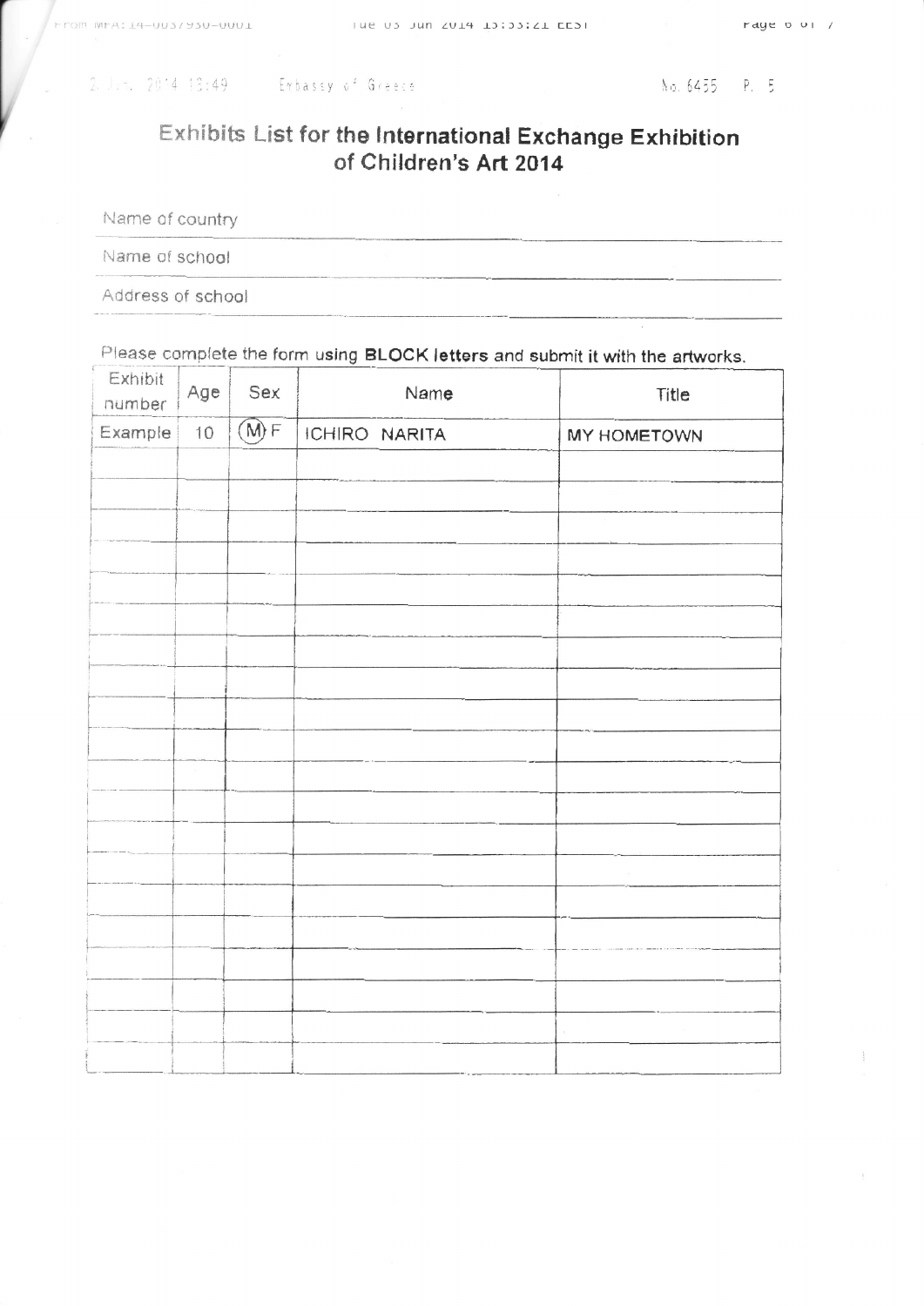# Exhibits List for the International Exchange Exhibition of Children's Art 2014

Name of country

Name of school

Address of school

Please complete the form using **BLOCK letters** and submit it with the artworks.

| Exhibit number | Age | Sex | Name | Title |
|---|---|---|---|---|
| Example | 10 | (M) F | ICHIRO NARITA | MY HOMETOWN |
| | | | | |
| | | | | |
| | | | | |
| | | | | |
| | | | | |
| | | | | |
| | | | | |
| | | | | |
| | | | | |
| | | | | |
| | | | | |
| | | | | |
| | | | | |
| | | | | |
| | | | | |
| | | | | |
| | | | | |
| | | | | |
| | | | | |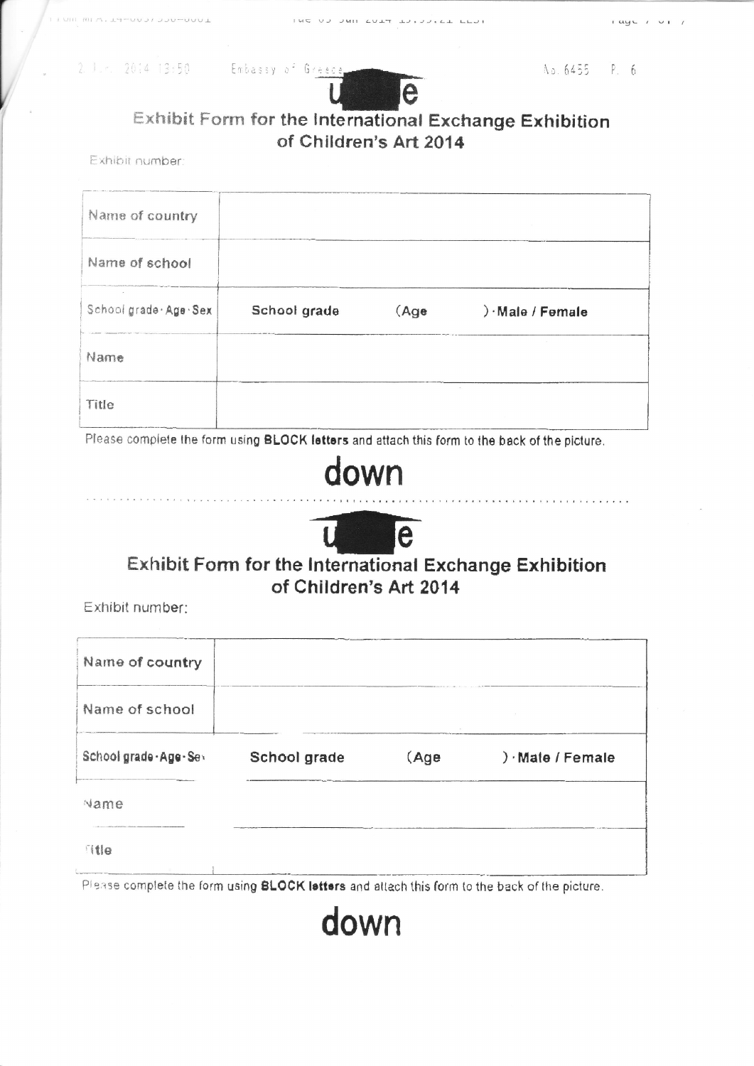# Exhibit Form for the International Exchange Exhibition of Children's Art 2014

Exhibit number:

| | |
|---|---|
| Name of country | |
| Name of school | |
| School grade · Age · Sex | School grade (Age ) · Male / Female |
| Name | |
| Title | |

Please complete the form using **BLOCK letters** and attach this form to the back of the picture.

# Exhibit Form for the International Exchange Exhibition of Children's Art 2014

Exhibit number:

| | |
|---|---|
| Name of country | |
| Name of school | |
| School grade · Age · Sex | School grade (Age ) · Male / Female |
| Name | |
| Title | |

Please complete the form using **BLOCK letters** and attach this form to the back of the picture.